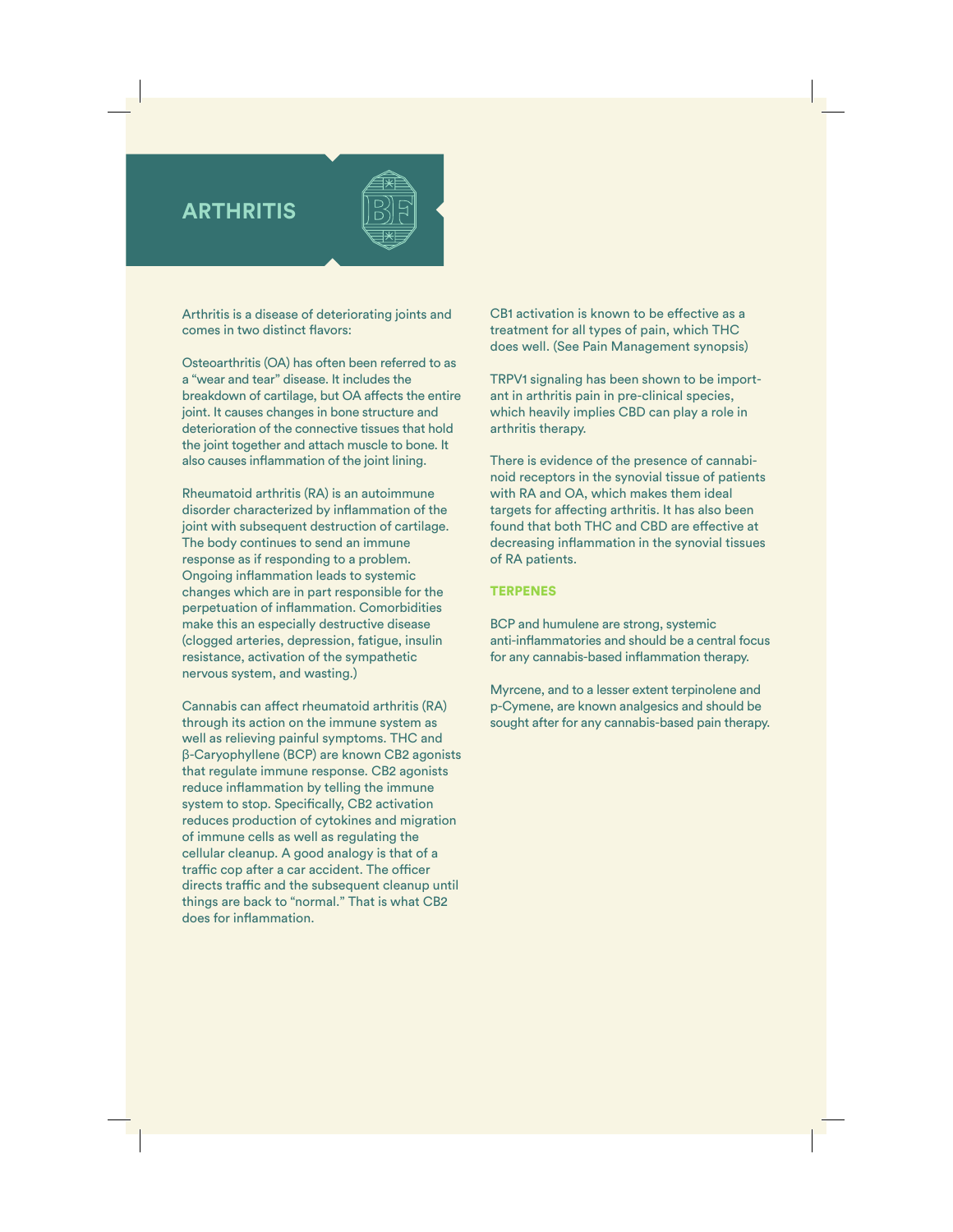# ARTHRITIS

Arthritis is a disease of deteriorating joints and comes in two distinct flavors:

Osteoarthritis (OA) has often been referred to as a "wear and tear" disease. It includes the breakdown of cartilage, but OA affects the entire joint. It causes changes in bone structure and deterioration of the connective tissues that hold the joint together and attach muscle to bone. It also causes inflammation of the joint lining.

Rheumatoid arthritis (RA) is an autoimmune disorder characterized by inflammation of the joint with subsequent destruction of cartilage. The body continues to send an immune response as if responding to a problem. Ongoing inflammation leads to systemic changes which are in part responsible for the perpetuation of inflammation. Comorbidities make this an especially destructive disease (clogged arteries, depression, fatigue, insulin resistance, activation of the sympathetic nervous system, and wasting.)

Cannabis can affect rheumatoid arthritis (RA) through its action on the immune system as well as relieving painful symptoms. THC and β-Caryophyllene (BCP) are known CB2 agonists that regulate immune response. CB2 agonists reduce inflammation by telling the immune system to stop. Specifically, CB2 activation reduces production of cytokines and migration of immune cells as well as regulating the cellular cleanup. A good analogy is that of a traffic cop after a car accident. The officer directs traffic and the subsequent cleanup until things are back to "normal." That is what CB2 does for inflammation.

CB1 activation is known to be effective as a treatment for all types of pain, which THC does well. (See Pain Management synopsis)

TRPV1 signaling has been shown to be important in arthritis pain in pre-clinical species, which heavily implies CBD can play a role in arthritis therapy.

There is evidence of the presence of cannabinoid receptors in the synovial tissue of patients with RA and OA, which makes them ideal targets for affecting arthritis. It has also been found that both THC and CBD are effective at decreasing inflammation in the synovial tissues of RA patients.

## TERPENES

BCP and humulene are strong, systemic anti-inflammatories and should be a central focus for any cannabis-based inflammation therapy.

Myrcene, and to a lesser extent terpinolene and p-Cymene, are known analgesics and should be sought after for any cannabis-based pain therapy.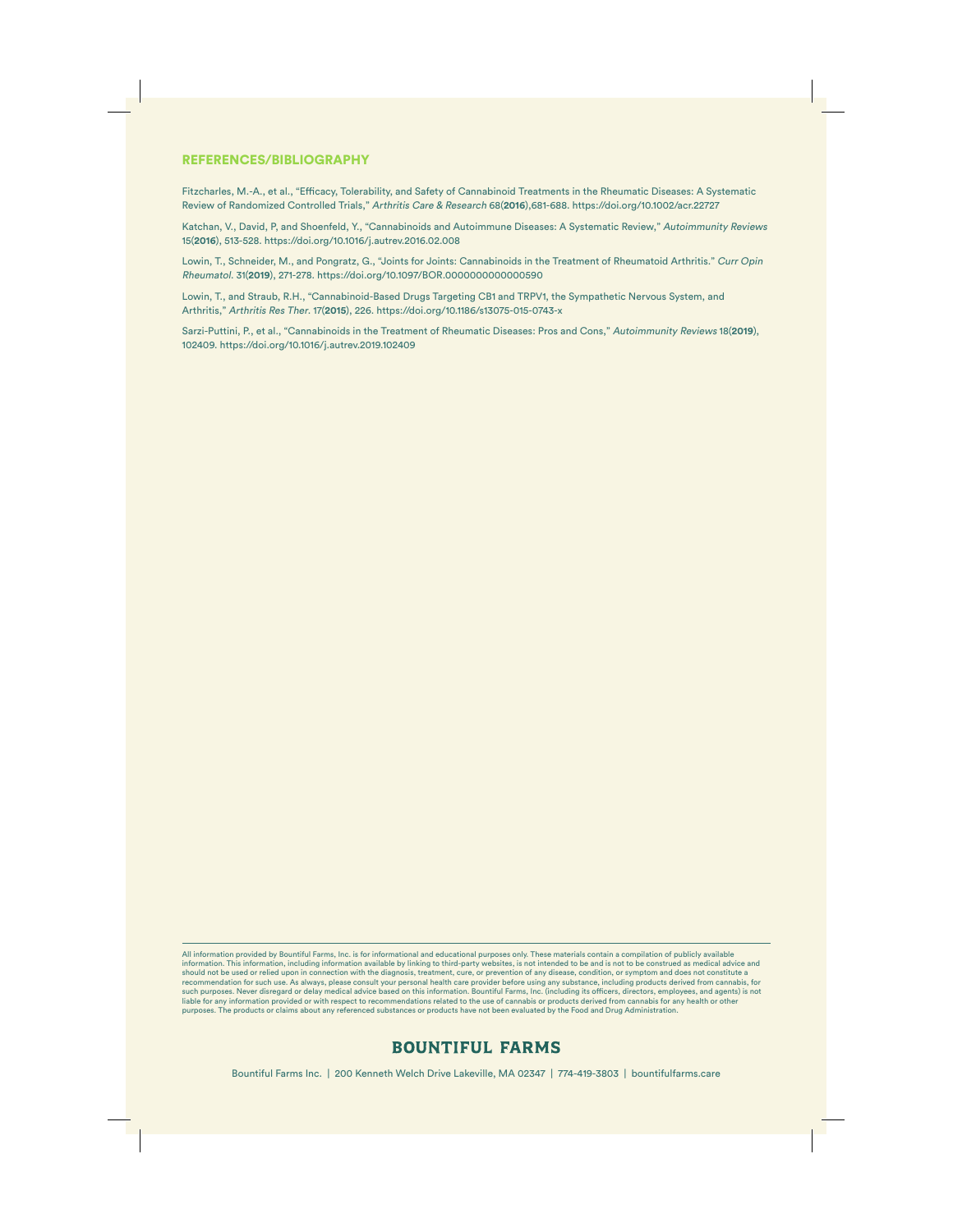## REFERENCES/BIBLIOGRAPHY

Fitzcharles, M.-A., et al., "Efficacy, Tolerability, and Safety of Cannabinoid Treatments in the Rheumatic Diseases: A Systematic Review of Randomized Controlled Trials," *Arthritis Care & Research* 68(**2016**),681-688. https://doi.org/10.1002/acr.22727

Katchan, V., David, P, and Shoenfeld, Y., "Cannabinoids and Autoimmune Diseases: A Systematic Review," *Autoimmunity Reviews* 15(**2016**), 513-528. https://doi.org/10.1016/j.autrev.2016.02.008

Lowin, T., Schneider, M., and Pongratz, G., "Joints for Joints: Cannabinoids in the Treatment of Rheumatoid Arthritis." *Curr Opin Rheumatol.* 31(**2019**), 271-278. https://doi.org/10.1097/BOR.0000000000000590

Lowin, T., and Straub, R.H., "Cannabinoid-Based Drugs Targeting CB1 and TRPV1, the Sympathetic Nervous System, and Arthritis," *Arthritis Res Ther.* 17(**2015**), 226. https://doi.org/10.1186/s13075-015-0743-x

Sarzi-Puttini, P., et al., "Cannabinoids in the Treatment of Rheumatic Diseases: Pros and Cons," *Autoimmunity Reviews* 18(**2019**), 102409. https://doi.org/10.1016/j.autrev.2019.102409

---

All information provided by Bountiful Farms, Inc. is for informational and educational purposes only. These materials contain a compilation of publicly available information. This information, including information available by linking to third-party websites, is not intended to be and is not to be construed as medical advice and should not be used or relied upon in connection with the diagnosis, treatment, cure, or prevention of any disease, condition, or symptom and does not constitute a recommendation for such use. As always, please consult your personal health care provider before using any substance, including products derived from cannabis, for such purposes. Never disregard or delay medical advice based on this information. Bountiful Farms, Inc. (including its officers, directors, employees, and agents) is not liable for any information provided or with respect to recommendations related to the use of cannabis or products derived from cannabis for any health or other purposes. The products or claims about any referenced substances or products have not been evaluated by the Food and Drug Administration.

**BOUNTIFUL FARMS**

Bountiful Farms Inc. | 200 Kenneth Welch Drive Lakeville, MA 02347 | 774-419-3803 | bountifulfarms.care